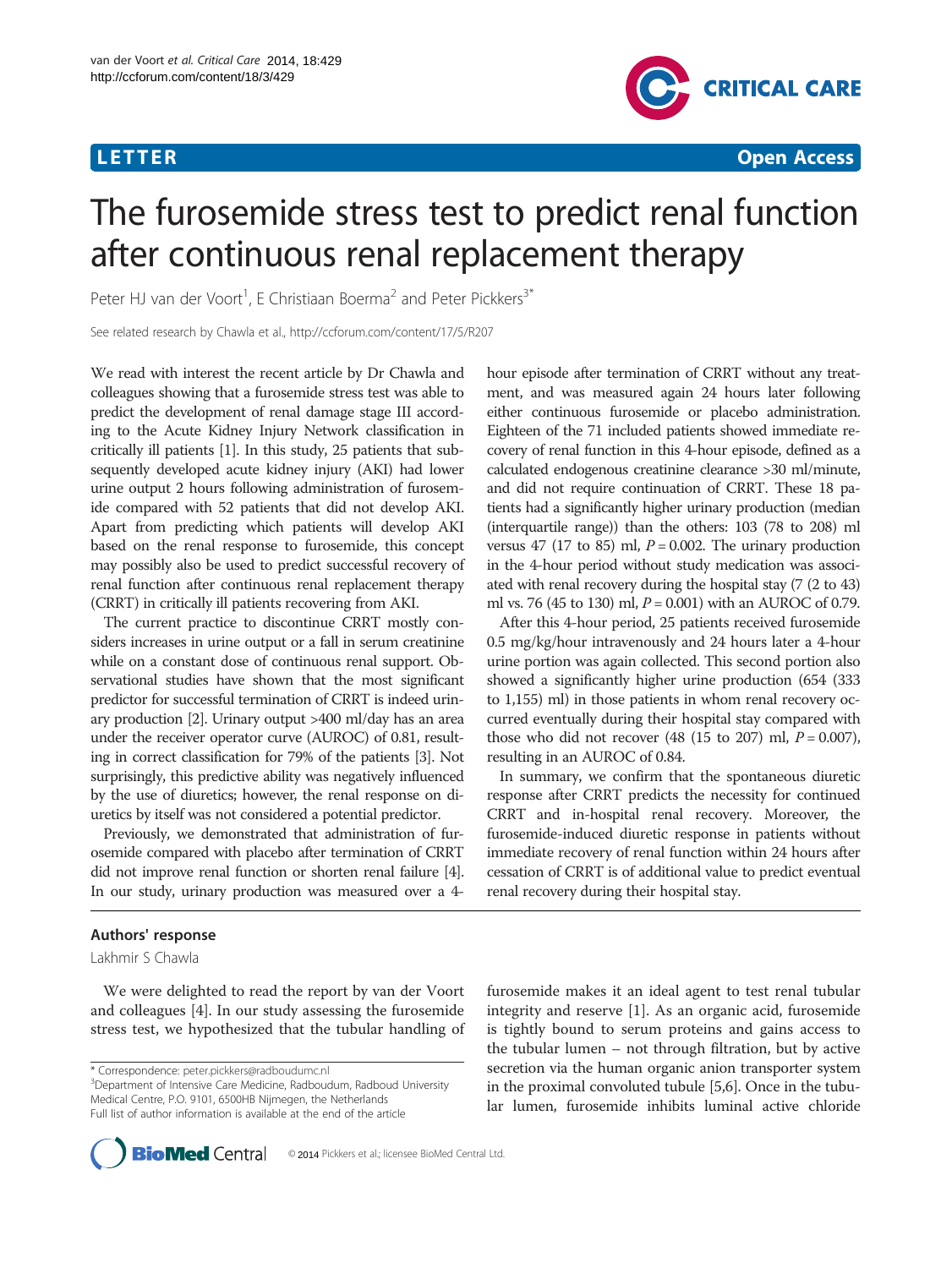LETTER

Open Access

# The furosemide stress test to predict renal function after continuous renal replacement therapy

Peter HJ van der Voort[1], E Christiaan Boerma[2] and Peter Pickkers[3*]

See related research by Chawla et al., http://ccforum.com/content/17/5/R207

We read with interest the recent article by Dr Chawla and colleagues showing that a furosemide stress test was able to predict the development of renal damage stage III according to the Acute Kidney Injury Network classification in critically ill patients [1]. In this study, 25 patients that subsequently developed acute kidney injury (AKI) had lower urine output 2 hours following administration of furosemide compared with 52 patients that did not develop AKI. Apart from predicting which patients will develop AKI based on the renal response to furosemide, this concept may possibly also be used to predict successful recovery of renal function after continuous renal replacement therapy (CRRT) in critically ill patients recovering from AKI.

The current practice to discontinue CRRT mostly considers increases in urine output or a fall in serum creatinine while on a constant dose of continuous renal support. Observational studies have shown that the most significant predictor for successful termination of CRRT is indeed urinary production [2]. Urinary output >400 ml/day has an area under the receiver operator curve (AUROC) of 0.81, resulting in correct classification for 79% of the patients [3]. Not surprisingly, this predictive ability was negatively influenced by the use of diuretics; however, the renal response on diuretics by itself was not considered a potential predictor.

Previously, we demonstrated that administration of furosemide compared with placebo after termination of CRRT did not improve renal function or shorten renal failure [4]. In our study, urinary production was measured over a 4-hour episode after termination of CRRT without any treatment, and was measured again 24 hours later following either continuous furosemide or placebo administration. Eighteen of the 71 included patients showed immediate recovery of renal function in this 4-hour episode, defined as a calculated endogenous creatinine clearance >30 ml/minute, and did not require continuation of CRRT. These 18 patients had a significantly higher urinary production (median (interquartile range)) than the others: 103 (78 to 208) ml versus 47 (17 to 85) ml, $P = 0.002$. The urinary production in the 4-hour period without study medication was associated with renal recovery during the hospital stay (7 (2 to 43) ml vs. 76 (45 to 130) ml, $P = 0.001$) with an AUROC of 0.79.

After this 4-hour period, 25 patients received furosemide 0.5 mg/kg/hour intravenously and 24 hours later a 4-hour urine portion was again collected. This second portion also showed a significantly higher urine production (654 (333 to 1,155) ml) in those patients in whom renal recovery occurred eventually during their hospital stay compared with those who did not recover (48 (15 to 207) ml, $P = 0.007$), resulting in an AUROC of 0.84.

In summary, we confirm that the spontaneous diuretic response after CRRT predicts the necessity for continued CRRT and in-hospital renal recovery. Moreover, the furosemide-induced diuretic response in patients without immediate recovery of renal function within 24 hours after cessation of CRRT is of additional value to predict eventual renal recovery during their hospital stay.

## Authors' response

Lakhmir S Chawla

We were delighted to read the report by van der Voort and colleagues [4]. In our study assessing the furosemide stress test, we hypothesized that the tubular handling of furosemide makes it an ideal agent to test renal tubular integrity and reserve [1]. As an organic acid, furosemide is tightly bound to serum proteins and gains access to the tubular lumen – not through filtration, but by active secretion via the human organic anion transporter system in the proximal convoluted tubule [5,6]. Once in the tubular lumen, furosemide inhibits luminal active chloride

* Correspondence: peter.pickkers@radboudumc.nl
[3]Department of Intensive Care Medicine, Radboudum, Radboud University Medical Centre, P.O. 9101, 6500HB Nijmegen, the Netherlands
Full list of author information is available at the end of the article

© 2014 Pickkers et al.; licensee BioMed Central Ltd.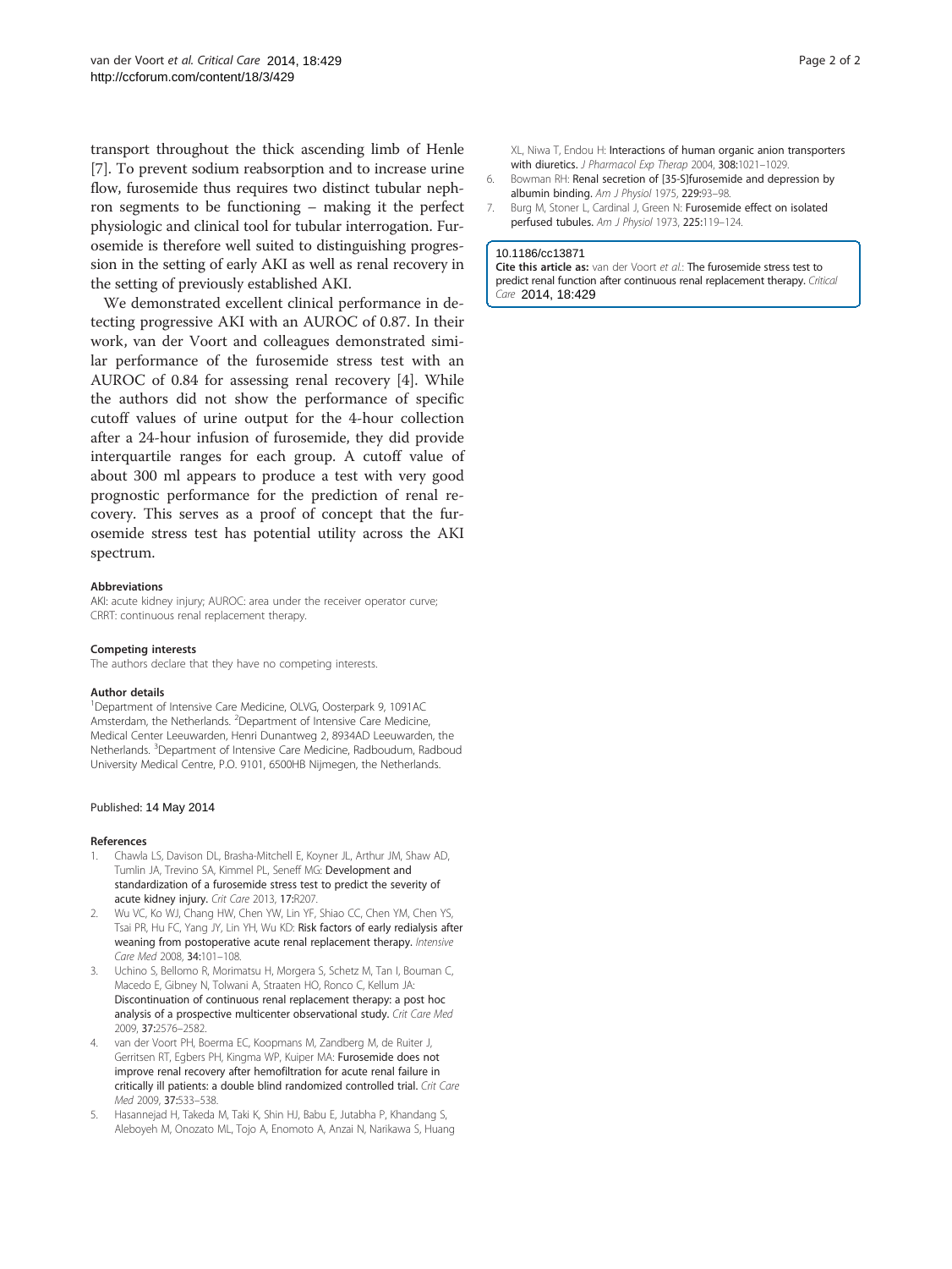transport throughout the thick ascending limb of Henle [7]. To prevent sodium reabsorption and to increase urine flow, furosemide thus requires two distinct tubular nephron segments to be functioning – making it the perfect physiologic and clinical tool for tubular interrogation. Furosemide is therefore well suited to distinguishing progression in the setting of early AKI as well as renal recovery in the setting of previously established AKI.

We demonstrated excellent clinical performance in detecting progressive AKI with an AUROC of 0.87. In their work, van der Voort and colleagues demonstrated similar performance of the furosemide stress test with an AUROC of 0.84 for assessing renal recovery [4]. While the authors did not show the performance of specific cutoff values of urine output for the 4-hour collection after a 24-hour infusion of furosemide, they did provide interquartile ranges for each group. A cutoff value of about 300 ml appears to produce a test with very good prognostic performance for the prediction of renal recovery. This serves as a proof of concept that the furosemide stress test has potential utility across the AKI spectrum.

#### Abbreviations

AKI: acute kidney injury; AUROC: area under the receiver operator curve; CRRT: continuous renal replacement therapy.

#### Competing interests

The authors declare that they have no competing interests.

#### Author details

[1]Department of Intensive Care Medicine, OLVG, Oosterpark 9, 1091AC Amsterdam, the Netherlands. [2]Department of Intensive Care Medicine, Medical Center Leeuwarden, Henri Dunantweg 2, 8934AD Leeuwarden, the Netherlands. [3]Department of Intensive Care Medicine, Radboudum, Radboud University Medical Centre, P.O. 9101, 6500HB Nijmegen, the Netherlands.

Published: 14 May 2014

#### References

1. Chawla LS, Davison DL, Brasha-Mitchell E, Koyner JL, Arthur JM, Shaw AD, Tumlin JA, Trevino SA, Kimmel PL, Seneff MG: **Development and standardization of a furosemide stress test to predict the severity of acute kidney injury.** *Crit Care* 2013, **17:**R207.
2. Wu VC, Ko WJ, Chang HW, Chen YW, Lin YF, Shiao CC, Chen YM, Chen YS, Tsai PR, Hu FC, Yang JY, Lin YH, Wu KD: **Risk factors of early redialysis after weaning from postoperative acute renal replacement therapy.** *Intensive Care Med* 2008, **34:**101–108.
3. Uchino S, Bellomo R, Morimatsu H, Morgera S, Schetz M, Tan I, Bouman C, Macedo E, Gibney N, Tolwani A, Straaten HO, Ronco C, Kellum JA: **Discontinuation of continuous renal replacement therapy: a post hoc analysis of a prospective multicenter observational study.** *Crit Care Med* 2009, **37:**2576–2582.
4. van der Voort PH, Boerma EC, Koopmans M, Zandberg M, de Ruiter J, Gerritsen RT, Egbers PH, Kingma WP, Kuiper MA: **Furosemide does not improve renal recovery after hemofiltration for acute renal failure in critically ill patients: a double blind randomized controlled trial.** *Crit Care Med* 2009, **37:**533–538.
5. Hasannejad H, Takeda M, Taki K, Shin HJ, Babu E, Jutabha P, Khandang S, Aleboyeh M, Onozato ML, Tojo A, Enomoto A, Anzai N, Narikawa S, Huang XL, Niwa T, Endou H: **Interactions of human organic anion transporters with diuretics.** *J Pharmacol Exp Therap* 2004, **308:**1021–1029.
6. Bowman RH: **Renal secretion of [35-S]furosemide and depression by albumin binding.** *Am J Physiol* 1975, **229:**93–98.
7. Burg M, Stoner L, Cardinal J, Green N: **Furosemide effect on isolated perfused tubules.** *Am J Physiol* 1973, **225:**119–124.

10.1186/cc13871

**Cite this article as:** van der Voort *et al.*: The furosemide stress test to predict renal function after continuous renal replacement therapy. *Critical Care* 2014, 18:429